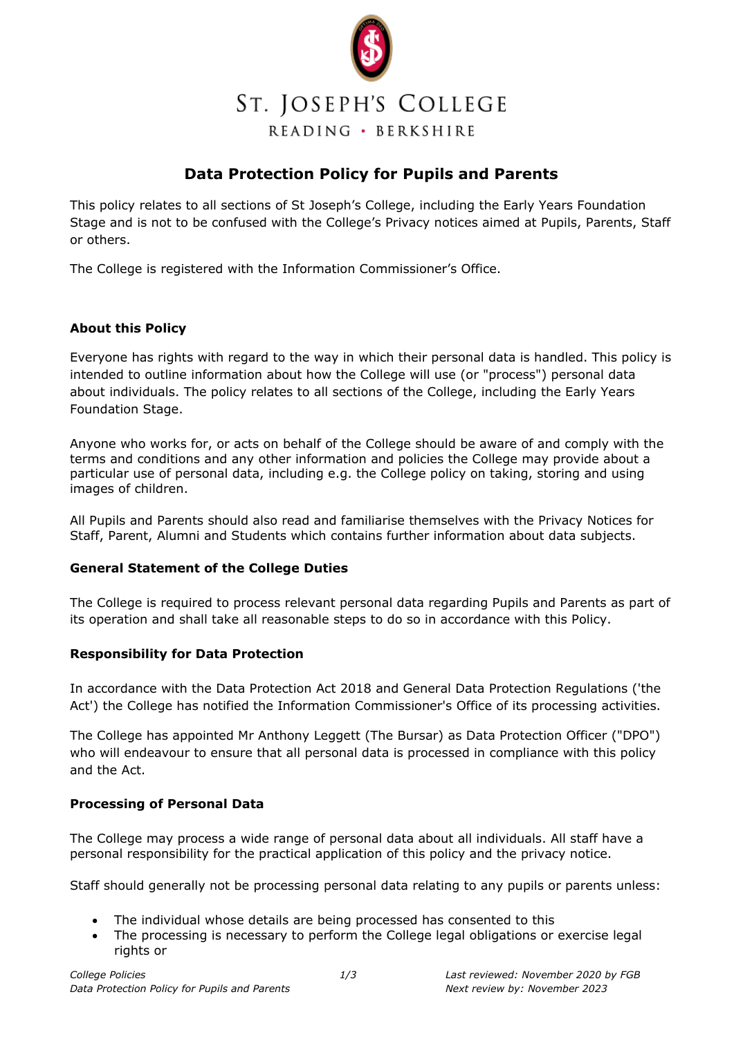ST. JOSEPH'S COLLEGE

READING • BERKSHIRE

# Data Protection Policy for Pupils and Parents

This policy relates to all sections of St Joseph's College, including the Early Years Foundation Stage and is not to be confused with the College's Privacy notices aimed at Pupils, Parents, Staff or others.

The College is registered with the Information Commissioner's Office.

### About this Policy

Everyone has rights with regard to the way in which their personal data is handled. This policy is intended to outline information about how the College will use (or "process") personal data about individuals. The policy relates to all sections of the College, including the Early Years Foundation Stage.

Anyone who works for, or acts on behalf of the College should be aware of and comply with the terms and conditions and any other information and policies the College may provide about a particular use of personal data, including e.g. the College policy on taking, storing and using images of children.

All Pupils and Parents should also read and familiarise themselves with the Privacy Notices for Staff, Parent, Alumni and Students which contains further information about data subjects.

### General Statement of the College Duties

The College is required to process relevant personal data regarding Pupils and Parents as part of its operation and shall take all reasonable steps to do so in accordance with this Policy.

### Responsibility for Data Protection

In accordance with the Data Protection Act 2018 and General Data Protection Regulations ('the Act') the College has notified the Information Commissioner's Office of its processing activities.

The College has appointed Mr Anthony Leggett (The Bursar) as Data Protection Officer ("DPO") who will endeavour to ensure that all personal data is processed in compliance with this policy and the Act.

### Processing of Personal Data

The College may process a wide range of personal data about all individuals. All staff have a personal responsibility for the practical application of this policy and the privacy notice.

Staff should generally not be processing personal data relating to any pupils or parents unless:

- The individual whose details are being processed has consented to this
- The processing is necessary to perform the College legal obligations or exercise legal rights or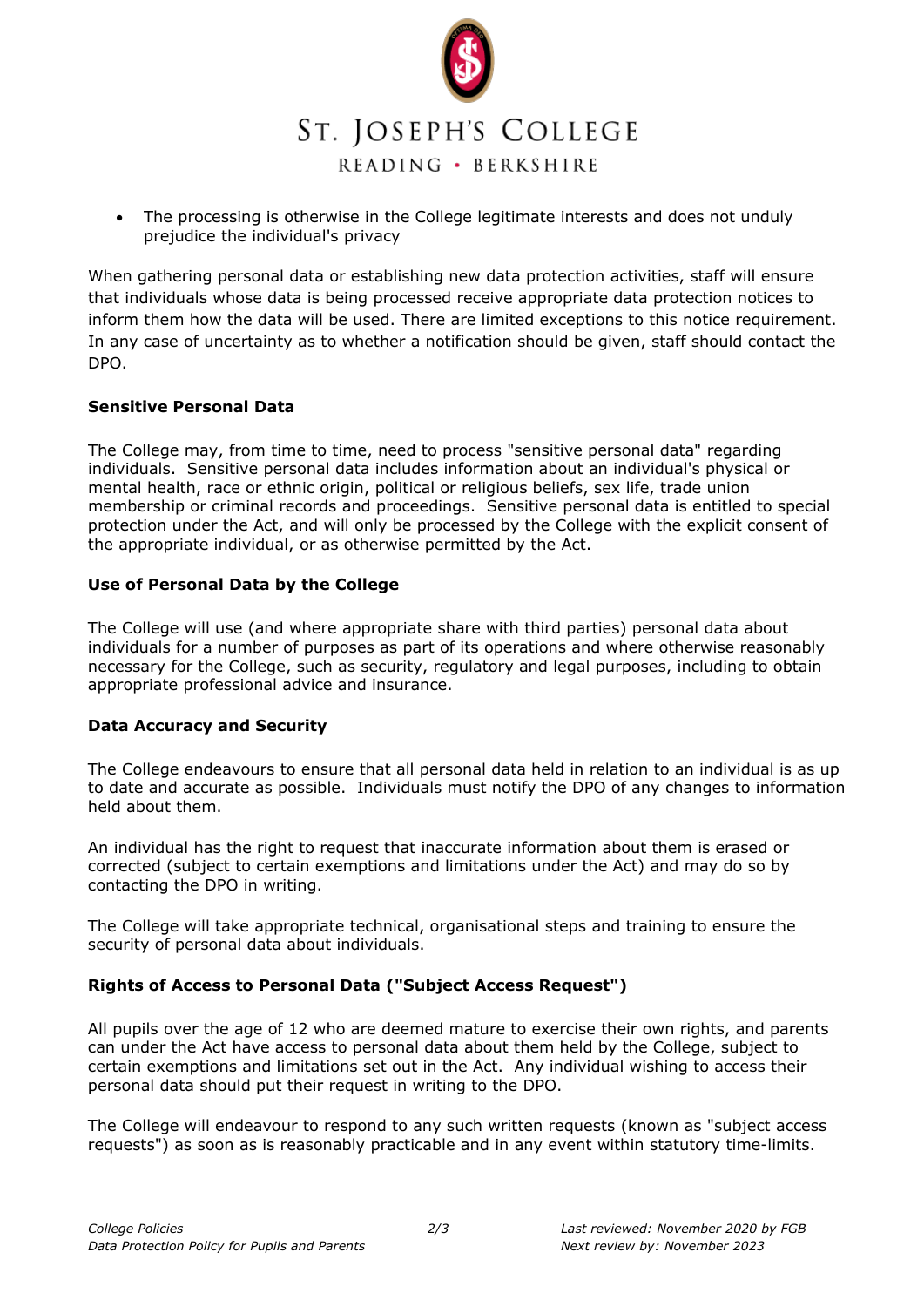- The processing is otherwise in the College legitimate interests and does not unduly prejudice the individual's privacy

When gathering personal data or establishing new data protection activities, staff will ensure that individuals whose data is being processed receive appropriate data protection notices to inform them how the data will be used. There are limited exceptions to this notice requirement. In any case of uncertainty as to whether a notification should be given, staff should contact the DPO.

**Sensitive Personal Data**

The College may, from time to time, need to process "sensitive personal data" regarding individuals. Sensitive personal data includes information about an individual's physical or mental health, race or ethnic origin, political or religious beliefs, sex life, trade union membership or criminal records and proceedings. Sensitive personal data is entitled to special protection under the Act, and will only be processed by the College with the explicit consent of the appropriate individual, or as otherwise permitted by the Act.

**Use of Personal Data by the College**

The College will use (and where appropriate share with third parties) personal data about individuals for a number of purposes as part of its operations and where otherwise reasonably necessary for the College, such as security, regulatory and legal purposes, including to obtain appropriate professional advice and insurance.

**Data Accuracy and Security**

The College endeavours to ensure that all personal data held in relation to an individual is as up to date and accurate as possible. Individuals must notify the DPO of any changes to information held about them.

An individual has the right to request that inaccurate information about them is erased or corrected (subject to certain exemptions and limitations under the Act) and may do so by contacting the DPO in writing.

The College will take appropriate technical, organisational steps and training to ensure the security of personal data about individuals.

**Rights of Access to Personal Data ("Subject Access Request")**

All pupils over the age of 12 who are deemed mature to exercise their own rights, and parents can under the Act have access to personal data about them held by the College, subject to certain exemptions and limitations set out in the Act. Any individual wishing to access their personal data should put their request in writing to the DPO.

The College will endeavour to respond to any such written requests (known as "subject access requests") as soon as is reasonably practicable and in any event within statutory time-limits.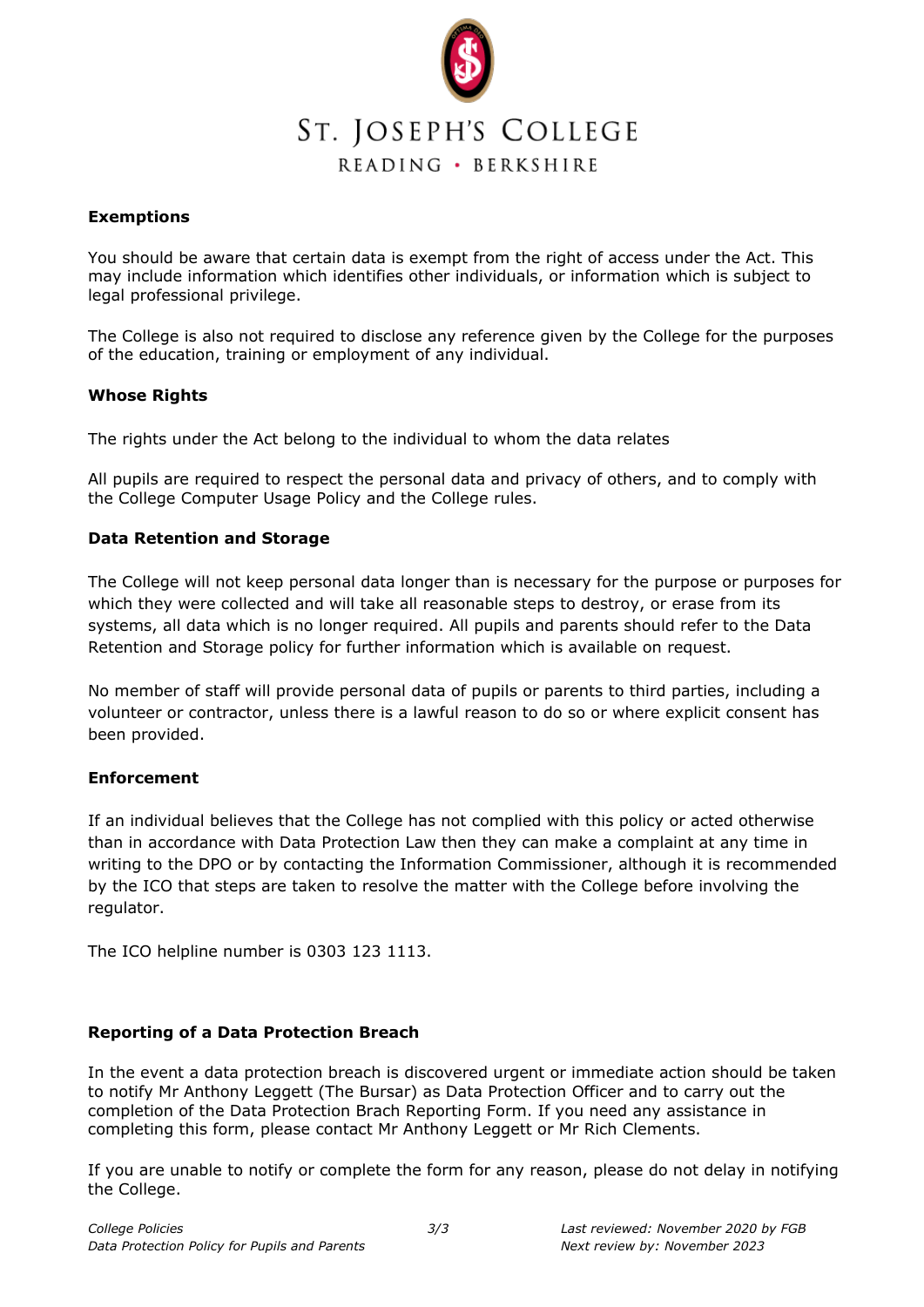### Exemptions

You should be aware that certain data is exempt from the right of access under the Act. This may include information which identifies other individuals, or information which is subject to legal professional privilege.

The College is also not required to disclose any reference given by the College for the purposes of the education, training or employment of any individual.

### Whose Rights

The rights under the Act belong to the individual to whom the data relates

All pupils are required to respect the personal data and privacy of others, and to comply with the College Computer Usage Policy and the College rules.

### Data Retention and Storage

The College will not keep personal data longer than is necessary for the purpose or purposes for which they were collected and will take all reasonable steps to destroy, or erase from its systems, all data which is no longer required. All pupils and parents should refer to the Data Retention and Storage policy for further information which is available on request.

No member of staff will provide personal data of pupils or parents to third parties, including a volunteer or contractor, unless there is a lawful reason to do so or where explicit consent has been provided.

### Enforcement

If an individual believes that the College has not complied with this policy or acted otherwise than in accordance with Data Protection Law then they can make a complaint at any time in writing to the DPO or by contacting the Information Commissioner, although it is recommended by the ICO that steps are taken to resolve the matter with the College before involving the regulator.

The ICO helpline number is 0303 123 1113.

### Reporting of a Data Protection Breach

In the event a data protection breach is discovered urgent or immediate action should be taken to notify Mr Anthony Leggett (The Bursar) as Data Protection Officer and to carry out the completion of the Data Protection Brach Reporting Form. If you need any assistance in completing this form, please contact Mr Anthony Leggett or Mr Rich Clements.

If you are unable to notify or complete the form for any reason, please do not delay in notifying the College.